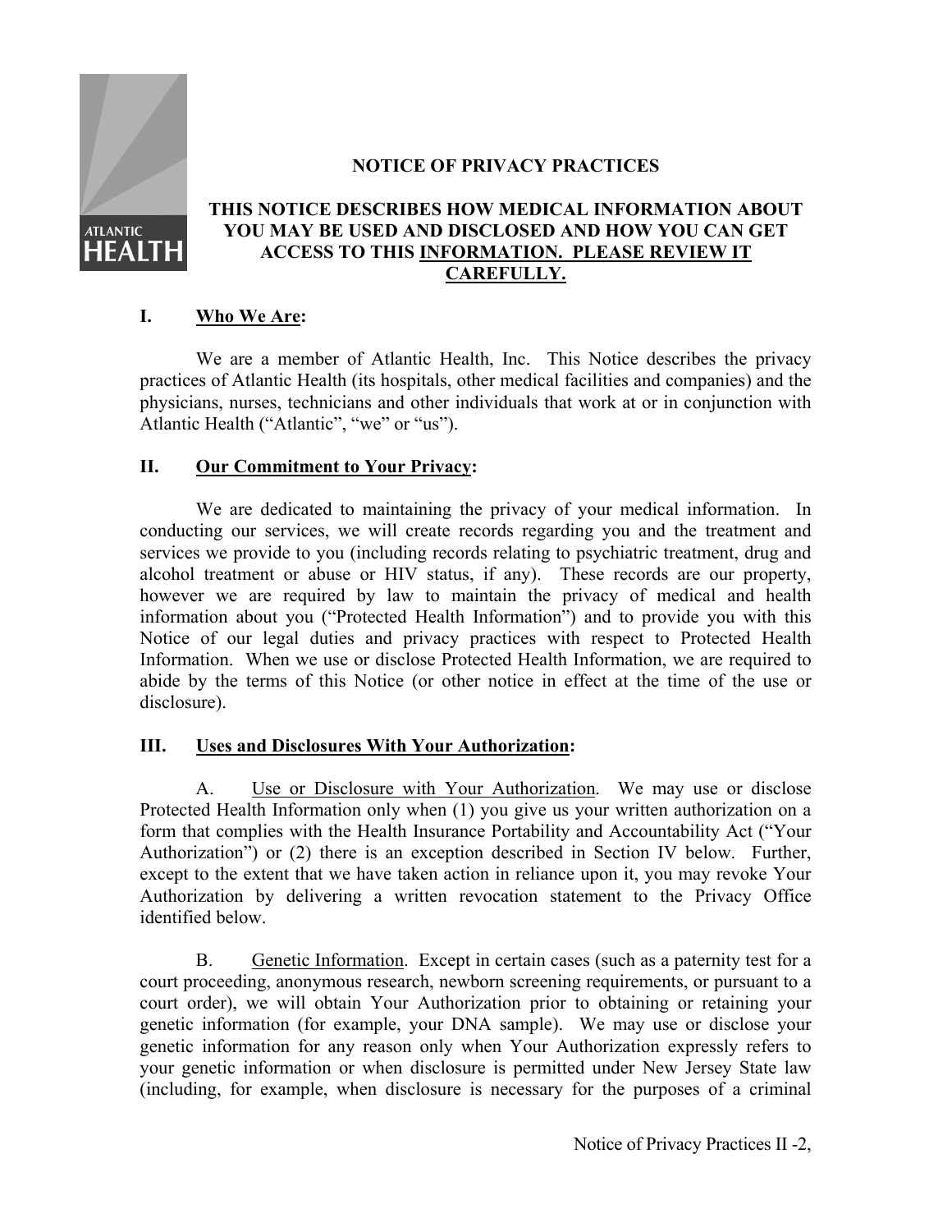# NOTICE OF PRIVACY PRACTICES

## THIS NOTICE DESCRIBES HOW MEDICAL INFORMATION ABOUT YOU MAY BE USED AND DISCLOSED AND HOW YOU CAN GET ACCESS TO THIS INFORMATION. PLEASE REVIEW IT CAREFULLY.

### I. Who We Are:

We are a member of Atlantic Health, Inc. This Notice describes the privacy practices of Atlantic Health (its hospitals, other medical facilities and companies) and the physicians, nurses, technicians and other individuals that work at or in conjunction with Atlantic Health ("Atlantic", "we" or "us").

### II. Our Commitment to Your Privacy:

We are dedicated to maintaining the privacy of your medical information. In conducting our services, we will create records regarding you and the treatment and services we provide to you (including records relating to psychiatric treatment, drug and alcohol treatment or abuse or HIV status, if any). These records are our property, however we are required by law to maintain the privacy of medical and health information about you ("Protected Health Information") and to provide you with this Notice of our legal duties and privacy practices with respect to Protected Health Information. When we use or disclose Protected Health Information, we are required to abide by the terms of this Notice (or other notice in effect at the time of the use or disclosure).

### III. Uses and Disclosures With Your Authorization:

A. Use or Disclosure with Your Authorization. We may use or disclose Protected Health Information only when (1) you give us your written authorization on a form that complies with the Health Insurance Portability and Accountability Act ("Your Authorization") or (2) there is an exception described in Section IV below. Further, except to the extent that we have taken action in reliance upon it, you may revoke Your Authorization by delivering a written revocation statement to the Privacy Office identified below.

B. Genetic Information. Except in certain cases (such as a paternity test for a court proceeding, anonymous research, newborn screening requirements, or pursuant to a court order), we will obtain Your Authorization prior to obtaining or retaining your genetic information (for example, your DNA sample). We may use or disclose your genetic information for any reason only when Your Authorization expressly refers to your genetic information or when disclosure is permitted under New Jersey State law (including, for example, when disclosure is necessary for the purposes of a criminal

Notice of Privacy Practices II -2,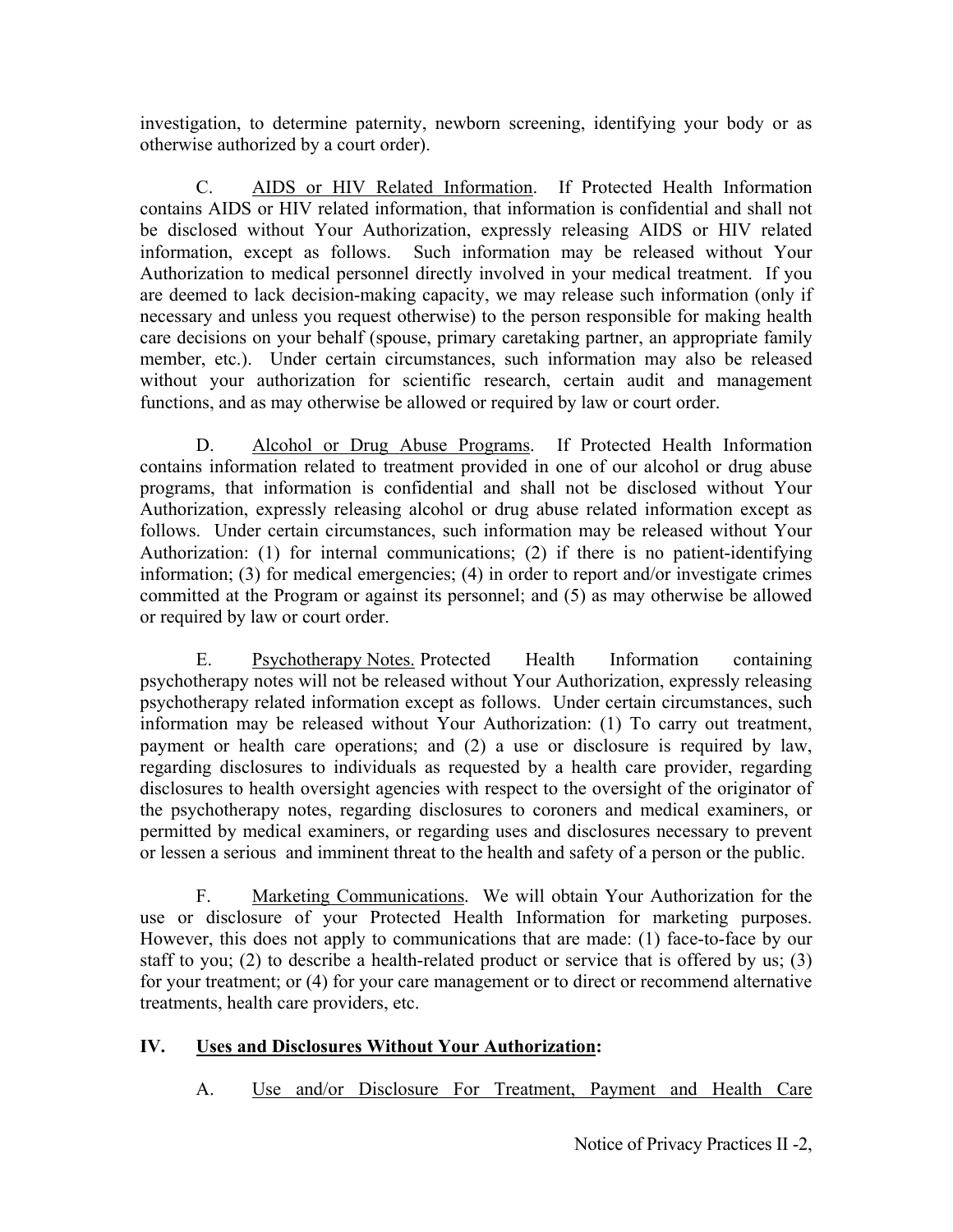investigation, to determine paternity, newborn screening, identifying your body or as otherwise authorized by a court order).

C. <u>AIDS or HIV Related Information</u>. If Protected Health Information contains AIDS or HIV related information, that information is confidential and shall not be disclosed without Your Authorization, expressly releasing AIDS or HIV related information, except as follows. Such information may be released without Your Authorization to medical personnel directly involved in your medical treatment. If you are deemed to lack decision-making capacity, we may release such information (only if necessary and unless you request otherwise) to the person responsible for making health care decisions on your behalf (spouse, primary caretaking partner, an appropriate family member, etc.). Under certain circumstances, such information may also be released without your authorization for scientific research, certain audit and management functions, and as may otherwise be allowed or required by law or court order.

D. <u>Alcohol or Drug Abuse Programs</u>. If Protected Health Information contains information related to treatment provided in one of our alcohol or drug abuse programs, that information is confidential and shall not be disclosed without Your Authorization, expressly releasing alcohol or drug abuse related information except as follows. Under certain circumstances, such information may be released without Your Authorization: (1) for internal communications; (2) if there is no patient-identifying information; (3) for medical emergencies; (4) in order to report and/or investigate crimes committed at the Program or against its personnel; and (5) as may otherwise be allowed or required by law or court order.

E. <u>Psychotherapy Notes.</u> Protected Health Information containing psychotherapy notes will not be released without Your Authorization, expressly releasing psychotherapy related information except as follows. Under certain circumstances, such information may be released without Your Authorization: (1) To carry out treatment, payment or health care operations; and (2) a use or disclosure is required by law, regarding disclosures to individuals as requested by a health care provider, regarding disclosures to health oversight agencies with respect to the oversight of the originator of the psychotherapy notes, regarding disclosures to coroners and medical examiners, or permitted by medical examiners, or regarding uses and disclosures necessary to prevent or lessen a serious and imminent threat to the health and safety of a person or the public.

F. <u>Marketing Communications</u>. We will obtain Your Authorization for the use or disclosure of your Protected Health Information for marketing purposes. However, this does not apply to communications that are made: (1) face-to-face by our staff to you; (2) to describe a health-related product or service that is offered by us; (3) for your treatment; or (4) for your care management or to direct or recommend alternative treatments, health care providers, etc.

## IV. <u>Uses and Disclosures Without Your Authorization</u>:

A. <u>Use and/or Disclosure For Treatment, Payment and Health Care</u>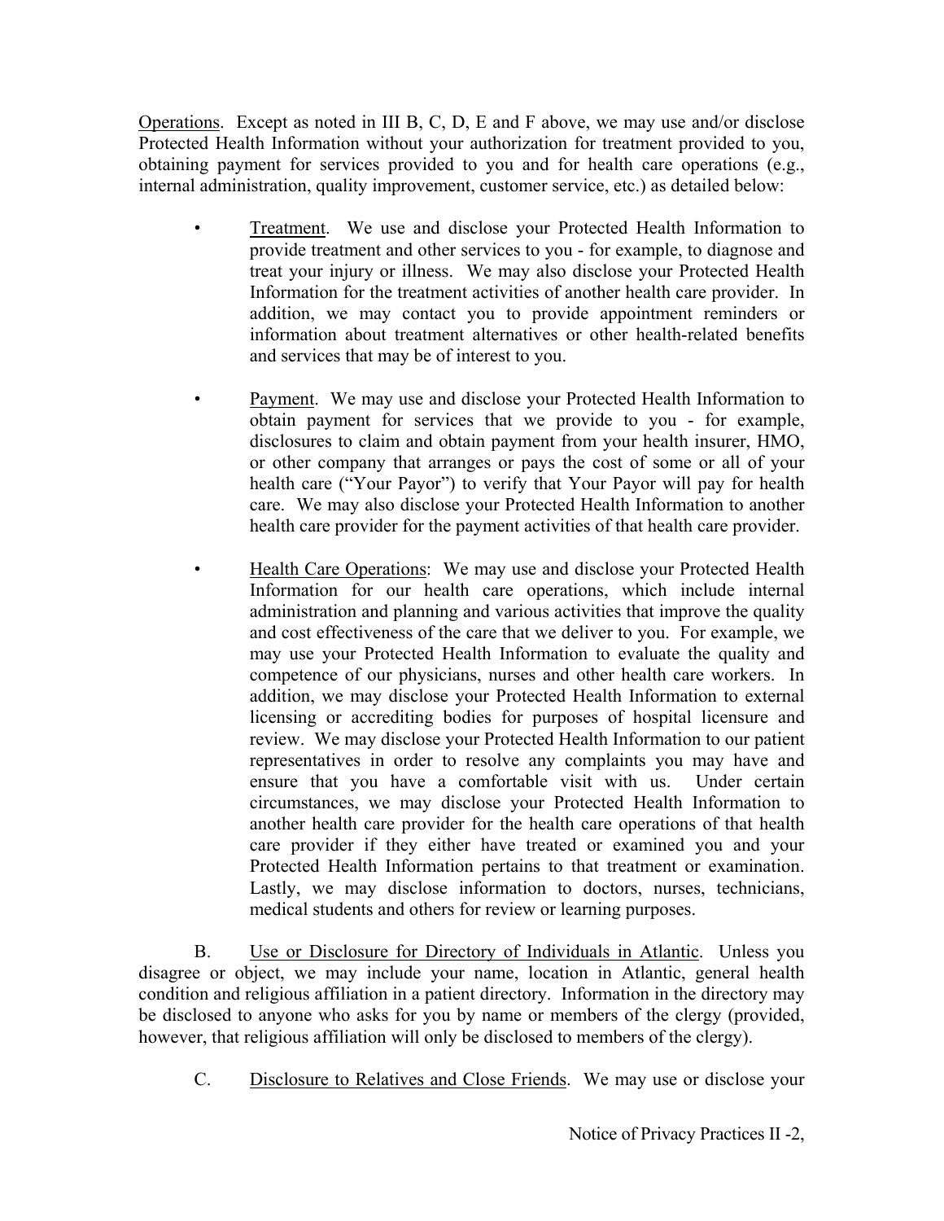Operations. Except as noted in III B, C, D, E and F above, we may use and/or disclose Protected Health Information without your authorization for treatment provided to you, obtaining payment for services provided to you and for health care operations (e.g., internal administration, quality improvement, customer service, etc.) as detailed below:

- Treatment. We use and disclose your Protected Health Information to provide treatment and other services to you - for example, to diagnose and treat your injury or illness. We may also disclose your Protected Health Information for the treatment activities of another health care provider. In addition, we may contact you to provide appointment reminders or information about treatment alternatives or other health-related benefits and services that may be of interest to you.

- Payment. We may use and disclose your Protected Health Information to obtain payment for services that we provide to you - for example, disclosures to claim and obtain payment from your health insurer, HMO, or other company that arranges or pays the cost of some or all of your health care ("Your Payor") to verify that Your Payor will pay for health care. We may also disclose your Protected Health Information to another health care provider for the payment activities of that health care provider.

- Health Care Operations: We may use and disclose your Protected Health Information for our health care operations, which include internal administration and planning and various activities that improve the quality and cost effectiveness of the care that we deliver to you. For example, we may use your Protected Health Information to evaluate the quality and competence of our physicians, nurses and other health care workers. In addition, we may disclose your Protected Health Information to external licensing or accrediting bodies for purposes of hospital licensure and review. We may disclose your Protected Health Information to our patient representatives in order to resolve any complaints you may have and ensure that you have a comfortable visit with us. Under certain circumstances, we may disclose your Protected Health Information to another health care provider for the health care operations of that health care provider if they either have treated or examined you and your Protected Health Information pertains to that treatment or examination. Lastly, we may disclose information to doctors, nurses, technicians, medical students and others for review or learning purposes.

B. Use or Disclosure for Directory of Individuals in Atlantic. Unless you disagree or object, we may include your name, location in Atlantic, general health condition and religious affiliation in a patient directory. Information in the directory may be disclosed to anyone who asks for you by name or members of the clergy (provided, however, that religious affiliation will only be disclosed to members of the clergy).

C. Disclosure to Relatives and Close Friends. We may use or disclose your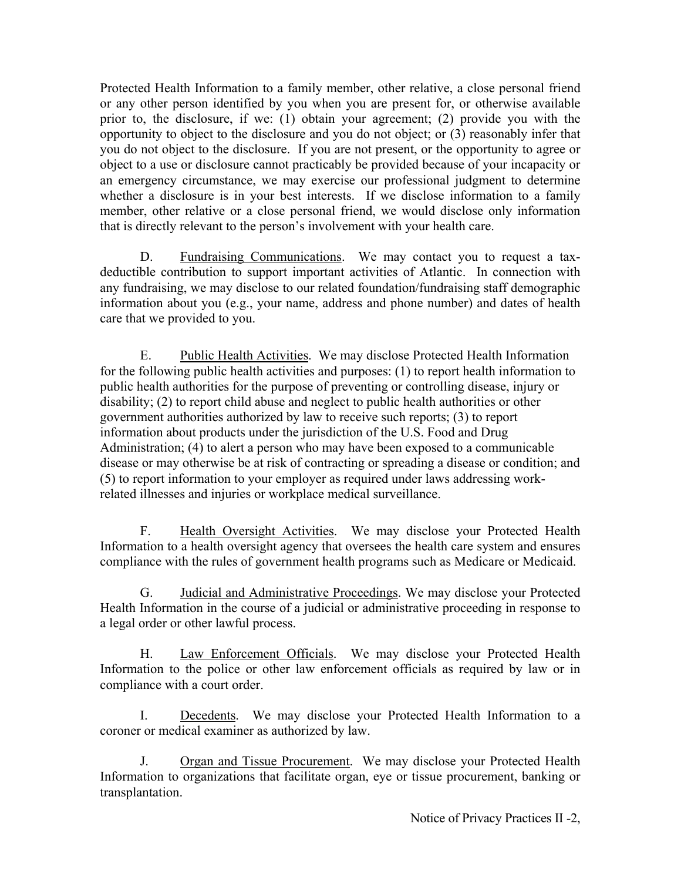Protected Health Information to a family member, other relative, a close personal friend or any other person identified by you when you are present for, or otherwise available prior to, the disclosure, if we: (1) obtain your agreement; (2) provide you with the opportunity to object to the disclosure and you do not object; or (3) reasonably infer that you do not object to the disclosure. If you are not present, or the opportunity to agree or object to a use or disclosure cannot practicably be provided because of your incapacity or an emergency circumstance, we may exercise our professional judgment to determine whether a disclosure is in your best interests. If we disclose information to a family member, other relative or a close personal friend, we would disclose only information that is directly relevant to the person's involvement with your health care.

D. Fundraising Communications. We may contact you to request a tax-deductible contribution to support important activities of Atlantic. In connection with any fundraising, we may disclose to our related foundation/fundraising staff demographic information about you (e.g., your name, address and phone number) and dates of health care that we provided to you.

E. Public Health Activities. We may disclose Protected Health Information for the following public health activities and purposes: (1) to report health information to public health authorities for the purpose of preventing or controlling disease, injury or disability; (2) to report child abuse and neglect to public health authorities or other government authorities authorized by law to receive such reports; (3) to report information about products under the jurisdiction of the U.S. Food and Drug Administration; (4) to alert a person who may have been exposed to a communicable disease or may otherwise be at risk of contracting or spreading a disease or condition; and (5) to report information to your employer as required under laws addressing work-related illnesses and injuries or workplace medical surveillance.

F. Health Oversight Activities. We may disclose your Protected Health Information to a health oversight agency that oversees the health care system and ensures compliance with the rules of government health programs such as Medicare or Medicaid.

G. Judicial and Administrative Proceedings. We may disclose your Protected Health Information in the course of a judicial or administrative proceeding in response to a legal order or other lawful process.

H. Law Enforcement Officials. We may disclose your Protected Health Information to the police or other law enforcement officials as required by law or in compliance with a court order.

I. Decedents. We may disclose your Protected Health Information to a coroner or medical examiner as authorized by law.

J. Organ and Tissue Procurement. We may disclose your Protected Health Information to organizations that facilitate organ, eye or tissue procurement, banking or transplantation.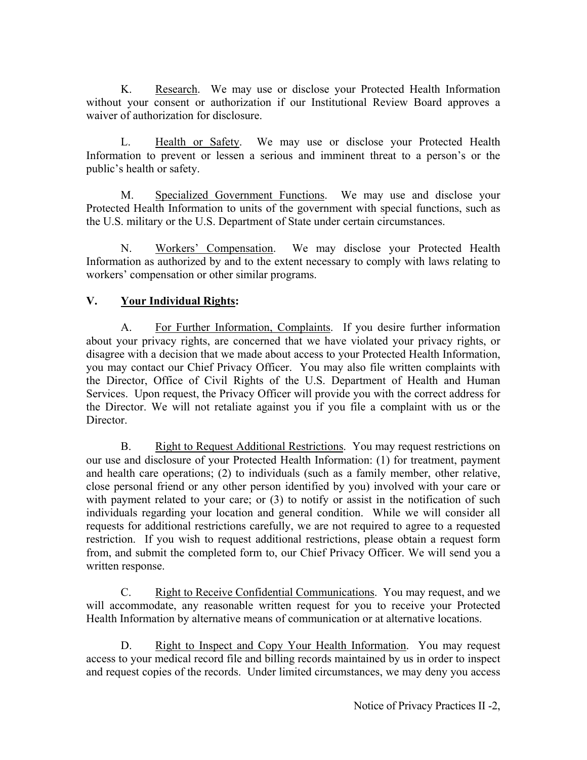K. Research. We may use or disclose your Protected Health Information without your consent or authorization if our Institutional Review Board approves a waiver of authorization for disclosure.

L. Health or Safety. We may use or disclose your Protected Health Information to prevent or lessen a serious and imminent threat to a person's or the public's health or safety.

M. Specialized Government Functions. We may use and disclose your Protected Health Information to units of the government with special functions, such as the U.S. military or the U.S. Department of State under certain circumstances.

N. Workers' Compensation. We may disclose your Protected Health Information as authorized by and to the extent necessary to comply with laws relating to workers' compensation or other similar programs.

## V. Your Individual Rights:

A. For Further Information, Complaints. If you desire further information about your privacy rights, are concerned that we have violated your privacy rights, or disagree with a decision that we made about access to your Protected Health Information, you may contact our Chief Privacy Officer. You may also file written complaints with the Director, Office of Civil Rights of the U.S. Department of Health and Human Services. Upon request, the Privacy Officer will provide you with the correct address for the Director. We will not retaliate against you if you file a complaint with us or the Director.

B. Right to Request Additional Restrictions. You may request restrictions on our use and disclosure of your Protected Health Information: (1) for treatment, payment and health care operations; (2) to individuals (such as a family member, other relative, close personal friend or any other person identified by you) involved with your care or with payment related to your care; or (3) to notify or assist in the notification of such individuals regarding your location and general condition. While we will consider all requests for additional restrictions carefully, we are not required to agree to a requested restriction. If you wish to request additional restrictions, please obtain a request form from, and submit the completed form to, our Chief Privacy Officer. We will send you a written response.

C. Right to Receive Confidential Communications. You may request, and we will accommodate, any reasonable written request for you to receive your Protected Health Information by alternative means of communication or at alternative locations.

D. Right to Inspect and Copy Your Health Information. You may request access to your medical record file and billing records maintained by us in order to inspect and request copies of the records. Under limited circumstances, we may deny you access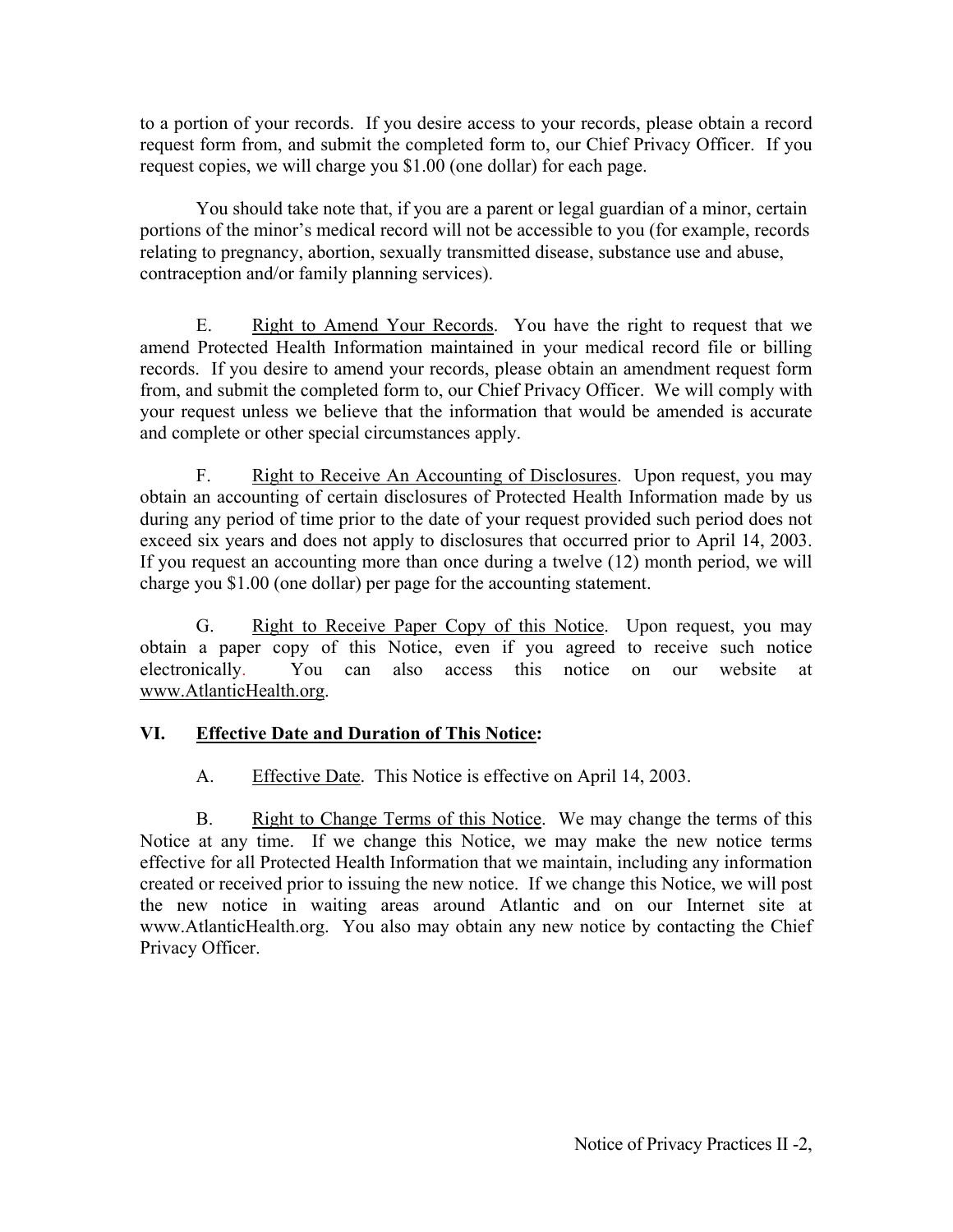to a portion of your records. If you desire access to your records, please obtain a record request form from, and submit the completed form to, our Chief Privacy Officer. If you request copies, we will charge you $1.00 (one dollar) for each page.

You should take note that, if you are a parent or legal guardian of a minor, certain portions of the minor's medical record will not be accessible to you (for example, records relating to pregnancy, abortion, sexually transmitted disease, substance use and abuse, contraception and/or family planning services).

E. Right to Amend Your Records. You have the right to request that we amend Protected Health Information maintained in your medical record file or billing records. If you desire to amend your records, please obtain an amendment request form from, and submit the completed form to, our Chief Privacy Officer. We will comply with your request unless we believe that the information that would be amended is accurate and complete or other special circumstances apply.

F. Right to Receive An Accounting of Disclosures. Upon request, you may obtain an accounting of certain disclosures of Protected Health Information made by us during any period of time prior to the date of your request provided such period does not exceed six years and does not apply to disclosures that occurred prior to April 14, 2003. If you request an accounting more than once during a twelve (12) month period, we will charge you $1.00 (one dollar) per page for the accounting statement.

G. Right to Receive Paper Copy of this Notice. Upon request, you may obtain a paper copy of this Notice, even if you agreed to receive such notice electronically. You can also access this notice on our website at www.AtlanticHealth.org.

## VI. Effective Date and Duration of This Notice:

A. Effective Date. This Notice is effective on April 14, 2003.

B. Right to Change Terms of this Notice. We may change the terms of this Notice at any time. If we change this Notice, we may make the new notice terms effective for all Protected Health Information that we maintain, including any information created or received prior to issuing the new notice. If we change this Notice, we will post the new notice in waiting areas around Atlantic and on our Internet site at www.AtlanticHealth.org. You also may obtain any new notice by contacting the Chief Privacy Officer.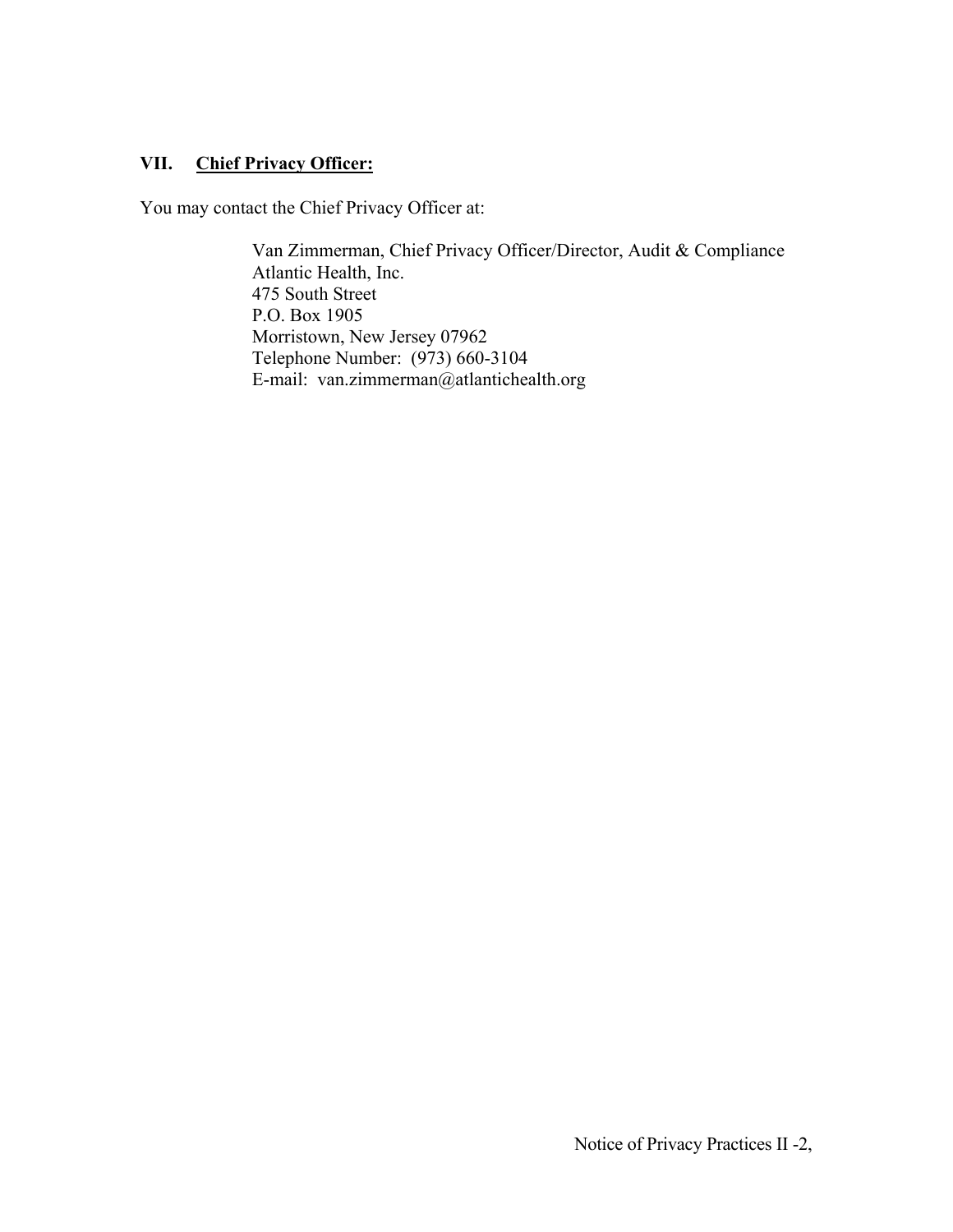## VII. **Chief Privacy Officer:**

You may contact the Chief Privacy Officer at:

> Van Zimmerman, Chief Privacy Officer/Director, Audit & Compliance
> Atlantic Health, Inc.
> 475 South Street
> P.O. Box 1905
> Morristown, New Jersey 07962
> Telephone Number: (973) 660-3104
> E-mail: van.zimmerman@atlantichealth.org